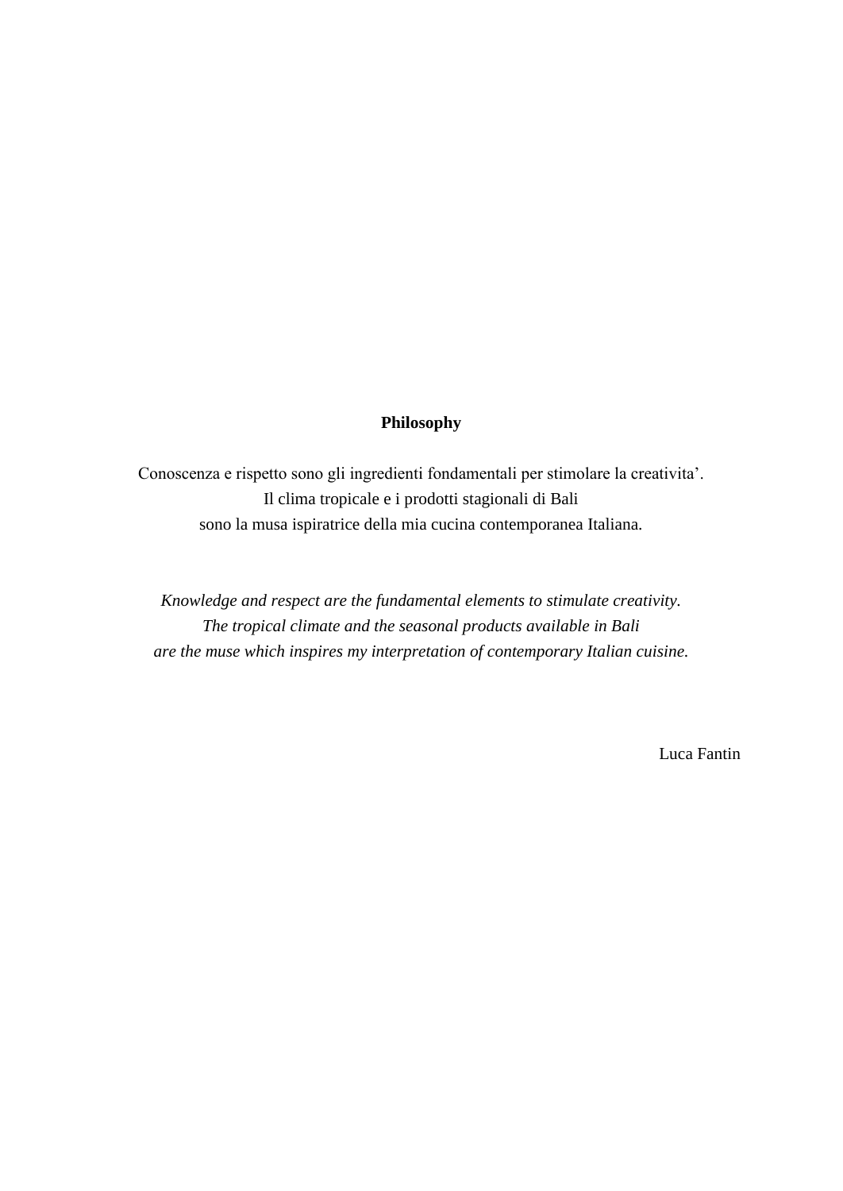# Philosophy

Conoscenza e rispetto sono gli ingredienti fondamentali per stimolare la creativita'.
Il clima tropicale e i prodotti stagionali di Bali
sono la musa ispiratrice della mia cucina contemporanea Italiana.

*Knowledge and respect are the fundamental elements to stimulate creativity.*
*The tropical climate and the seasonal products available in Bali*
*are the muse which inspires my interpretation of contemporary Italian cuisine.*

Luca Fantin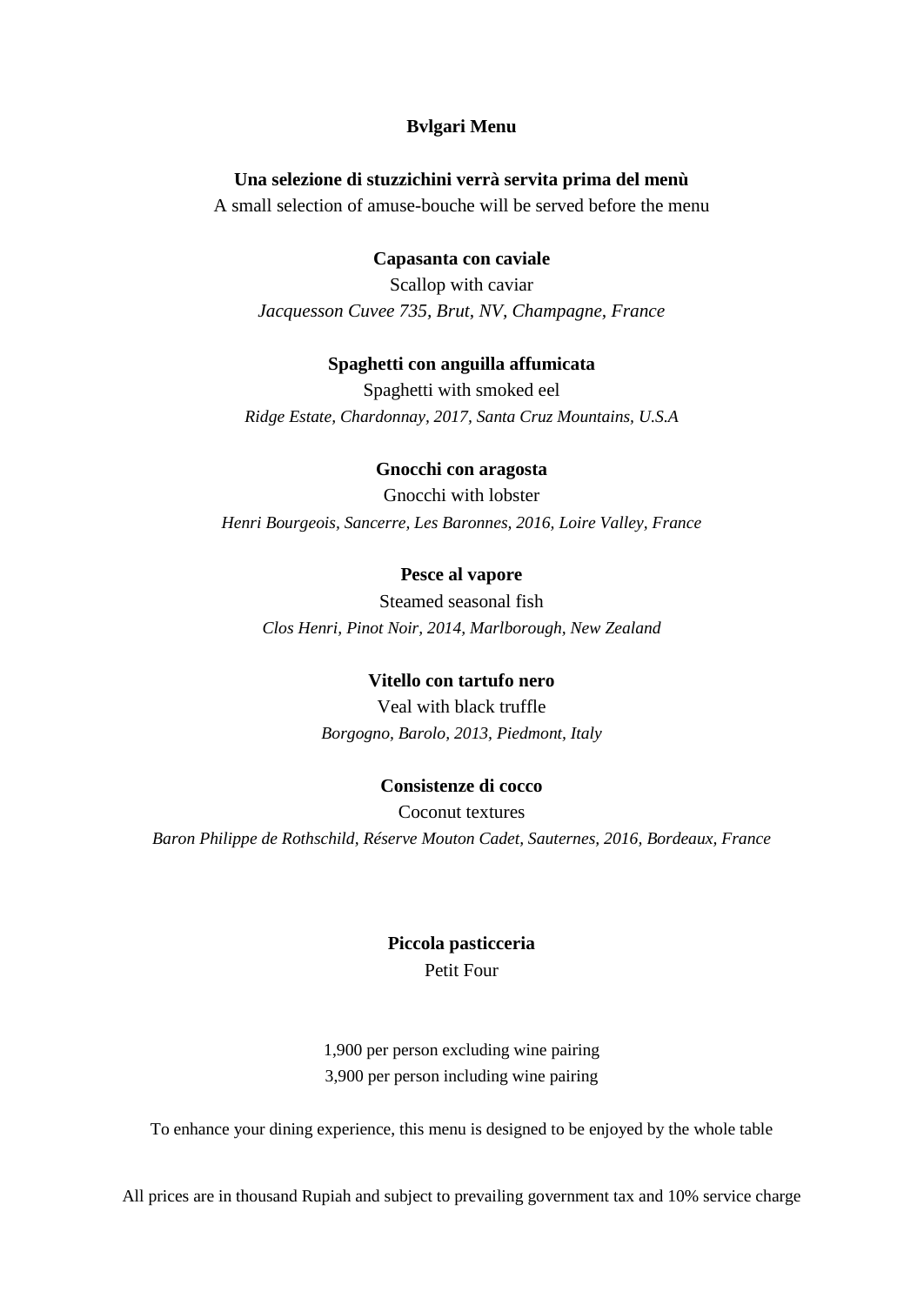# Bvlgari Menu

**Una selezione di stuzzichini verrà servita prima del menù**

A small selection of amuse-bouche will be served before the menu

**Capasanta con caviale**

Scallop with caviar

*Jacquesson Cuvee 735, Brut, NV, Champagne, France*

**Spaghetti con anguilla affumicata**

Spaghetti with smoked eel

*Ridge Estate, Chardonnay, 2017, Santa Cruz Mountains, U.S.A*

**Gnocchi con aragosta**

Gnocchi with lobster

*Henri Bourgeois, Sancerre, Les Baronnes, 2016, Loire Valley, France*

**Pesce al vapore**

Steamed seasonal fish

*Clos Henri, Pinot Noir, 2014, Marlborough, New Zealand*

**Vitello con tartufo nero**

Veal with black truffle

*Borgogno, Barolo, 2013, Piedmont, Italy*

**Consistenze di cocco**

Coconut textures

*Baron Philippe de Rothschild, Réserve Mouton Cadet, Sauternes, 2016, Bordeaux, France*

**Piccola pasticceria**

Petit Four

1,900 per person excluding wine pairing

3,900 per person including wine pairing

To enhance your dining experience, this menu is designed to be enjoyed by the whole table

All prices are in thousand Rupiah and subject to prevailing government tax and 10% service charge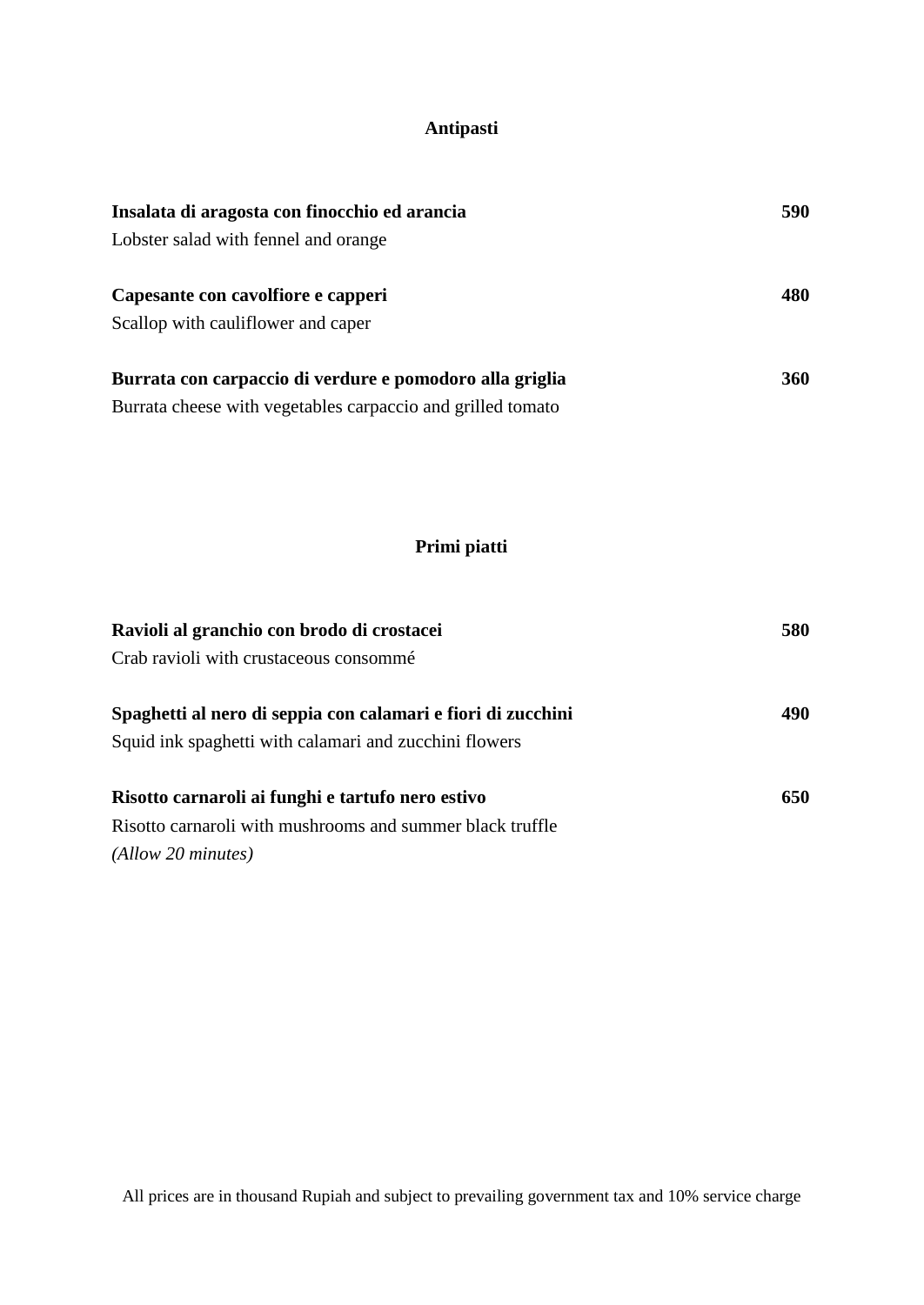## Antipasti

**Insalata di aragosta con finocchio ed arancia** **590**
Lobster salad with fennel and orange

**Capesante con cavolfiore e capperi** **480**
Scallop with cauliflower and caper

**Burrata con carpaccio di verdure e pomodoro alla griglia** **360**
Burrata cheese with vegetables carpaccio and grilled tomato

## Primi piatti

**Ravioli al granchio con brodo di crostacei** **580**
Crab ravioli with crustaceous consommé

**Spaghetti al nero di seppia con calamari e fiori di zucchini** **490**
Squid ink spaghetti with calamari and zucchini flowers

**Risotto carnaroli ai funghi e tartufo nero estivo** **650**
Risotto carnaroli with mushrooms and summer black truffle
*(Allow 20 minutes)*

All prices are in thousand Rupiah and subject to prevailing government tax and 10% service charge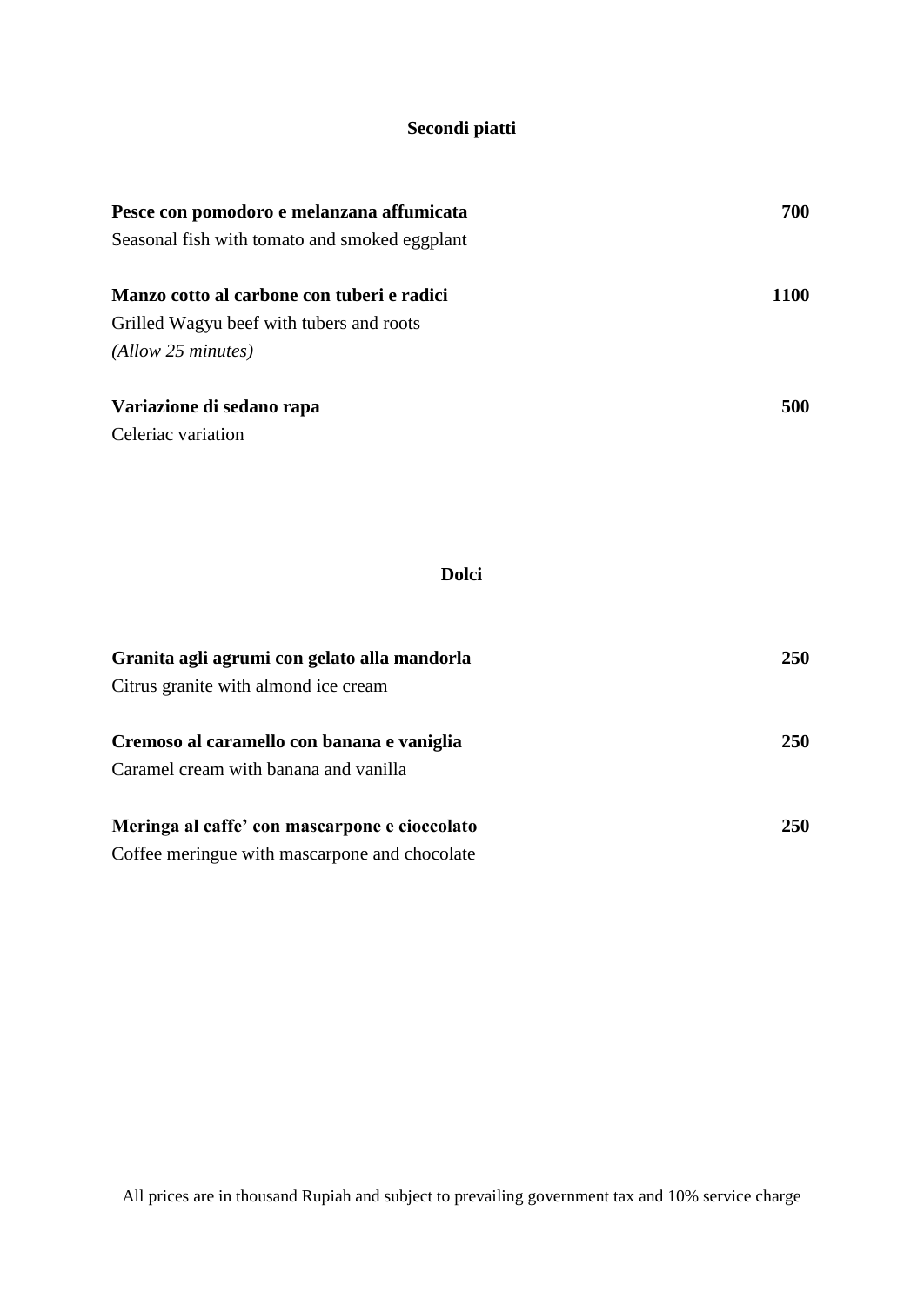## Secondi piatti

**Pesce con pomodoro e melanzana affumicata** **700**
Seasonal fish with tomato and smoked eggplant

**Manzo cotto al carbone con tuberi e radici** **1100**
Grilled Wagyu beef with tubers and roots
*(Allow 25 minutes)*

**Variazione di sedano rapa** **500**
Celeriac variation

## Dolci

**Granita agli agrumi con gelato alla mandorla** **250**
Citrus granite with almond ice cream

**Cremoso al caramello con banana e vaniglia** **250**
Caramel cream with banana and vanilla

**Meringa al caffe' con mascarpone e cioccolato** **250**
Coffee meringue with mascarpone and chocolate

All prices are in thousand Rupiah and subject to prevailing government tax and 10% service charge